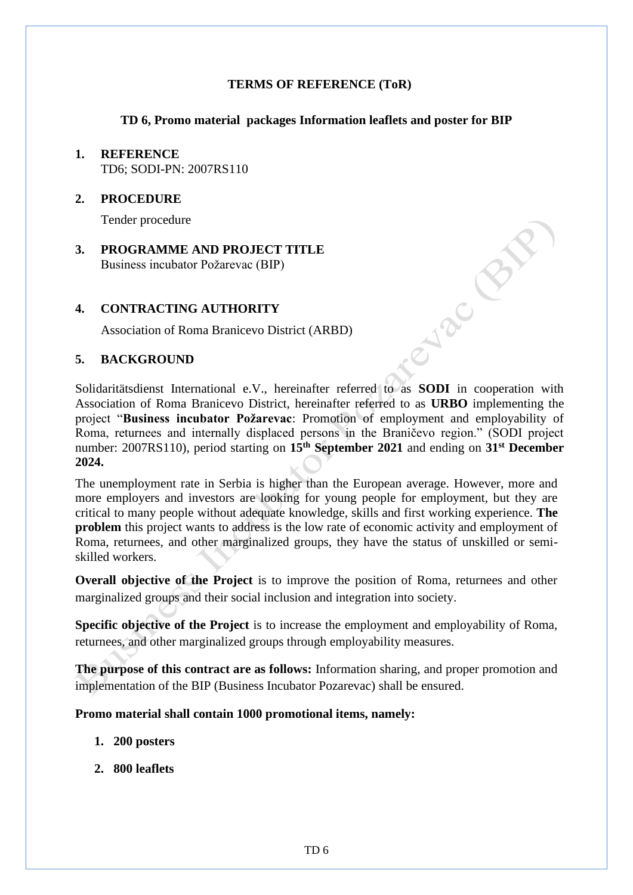**TERMS OF REFERENCE (ToR)**

**TD 6, Promo material packages Information leaflets and poster for BIP**

1. **REFERENCE**
   TD6; SODI-PN: 2007RS110

2. **PROCEDURE**
   Tender procedure

3. **PROGRAMME AND PROJECT TITLE**
   Business incubator Požarevac (BIP)

4. **CONTRACTING AUTHORITY**
   Association of Roma Branicevo District (ARBD)

5. **BACKGROUND**

Solidaritätsdienst International e.V., hereinafter referred to as **SODI** in cooperation with Association of Roma Branicevo District, hereinafter referred to as **URBO** implementing the project "**Business incubator Požarevac**: Promotion of employment and employability of Roma, returnees and internally displaced persons in the Braničevo region." (SODI project number: 2007RS110), period starting on **15th September 2021** and ending on **31st December 2024.**

The unemployment rate in Serbia is higher than the European average. However, more and more employers and investors are looking for young people for employment, but they are critical to many people without adequate knowledge, skills and first working experience. **The problem** this project wants to address is the low rate of economic activity and employment of Roma, returnees, and other marginalized groups, they have the status of unskilled or semi-skilled workers.

**Overall objective of the Project** is to improve the position of Roma, returnees and other marginalized groups and their social inclusion and integration into society.

**Specific objective of the Project** is to increase the employment and employability of Roma, returnees, and other marginalized groups through employability measures.

**The purpose of this contract are as follows:** Information sharing, and proper promotion and implementation of the BIP (Business Incubator Pozarevac) shall be ensured.

**Promo material shall contain 1000 promotional items, namely:**

1. **200 posters**
2. **800 leaflets**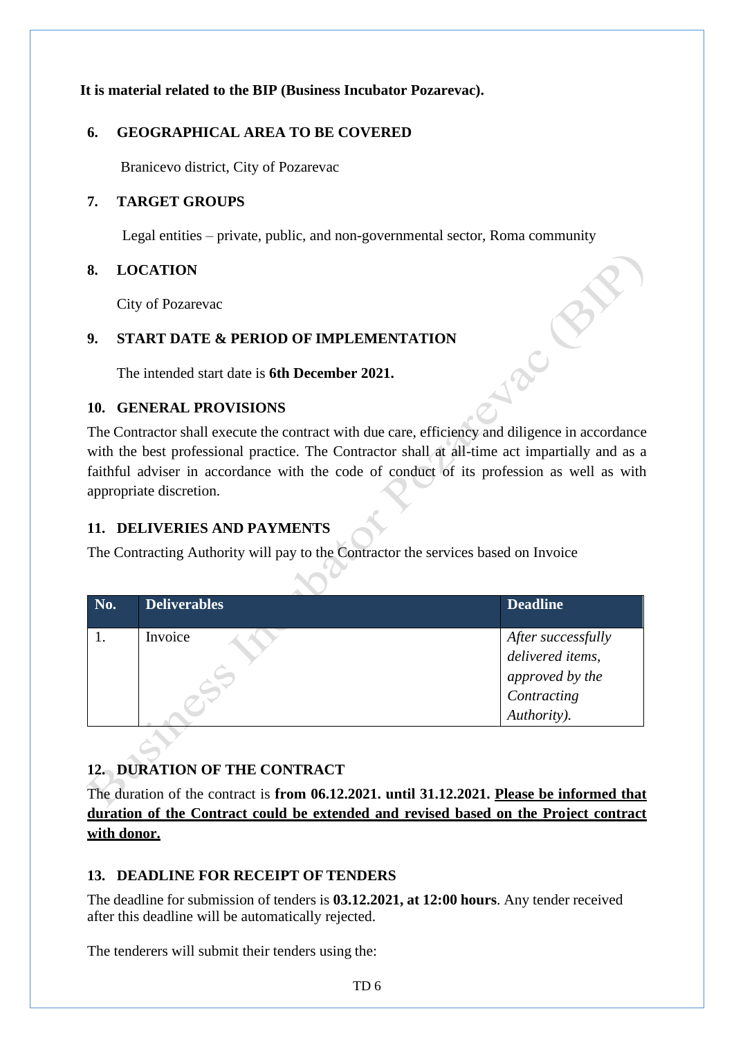**It is material related to the BIP (Business Incubator Pozarevac).**

## 6. GEOGRAPHICAL AREA TO BE COVERED

Branicevo district, City of Pozarevac

## 7. TARGET GROUPS

Legal entities – private, public, and non-governmental sector, Roma community

## 8. LOCATION

City of Pozarevac

## 9. START DATE & PERIOD OF IMPLEMENTATION

The intended start date is **6th December 2021.**

## 10. GENERAL PROVISIONS

The Contractor shall execute the contract with due care, efficiency and diligence in accordance with the best professional practice. The Contractor shall at all-time act impartially and as a faithful adviser in accordance with the code of conduct of its profession as well as with appropriate discretion.

## 11. DELIVERIES AND PAYMENTS

The Contracting Authority will pay to the Contractor the services based on Invoice

| No. | Deliverables | Deadline |
|---|---|---|
| 1. | Invoice | *After successfully delivered items, approved by the Contracting Authority).* |

## 12. DURATION OF THE CONTRACT

The duration of the contract is **from 06.12.2021. until 31.12.2021.** **<u>Please be informed that duration of the Contract could be extended and revised based on the Project contract with donor.</u>**

## 13. DEADLINE FOR RECEIPT OF TENDERS

The deadline for submission of tenders is **03.12.2021, at 12:00 hours**. Any tender received after this deadline will be automatically rejected.

The tenderers will submit their tenders using the: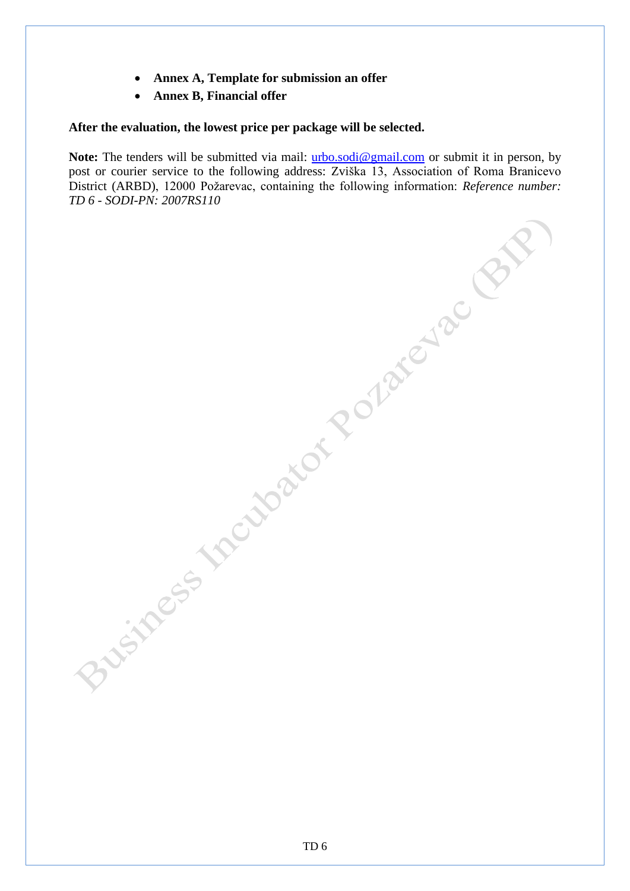- **Annex A, Template for submission an offer**
- **Annex B, Financial offer**

**After the evaluation, the lowest price per package will be selected.**

**Note:** The tenders will be submitted via mail: urbo.sodi@gmail.com or submit it in person, by post or courier service to the following address: Zviška 13, Association of Roma Branicevo District (ARBD), 12000 Požarevac, containing the following information: *Reference number: TD 6 - SODI-PN: 2007RS110*